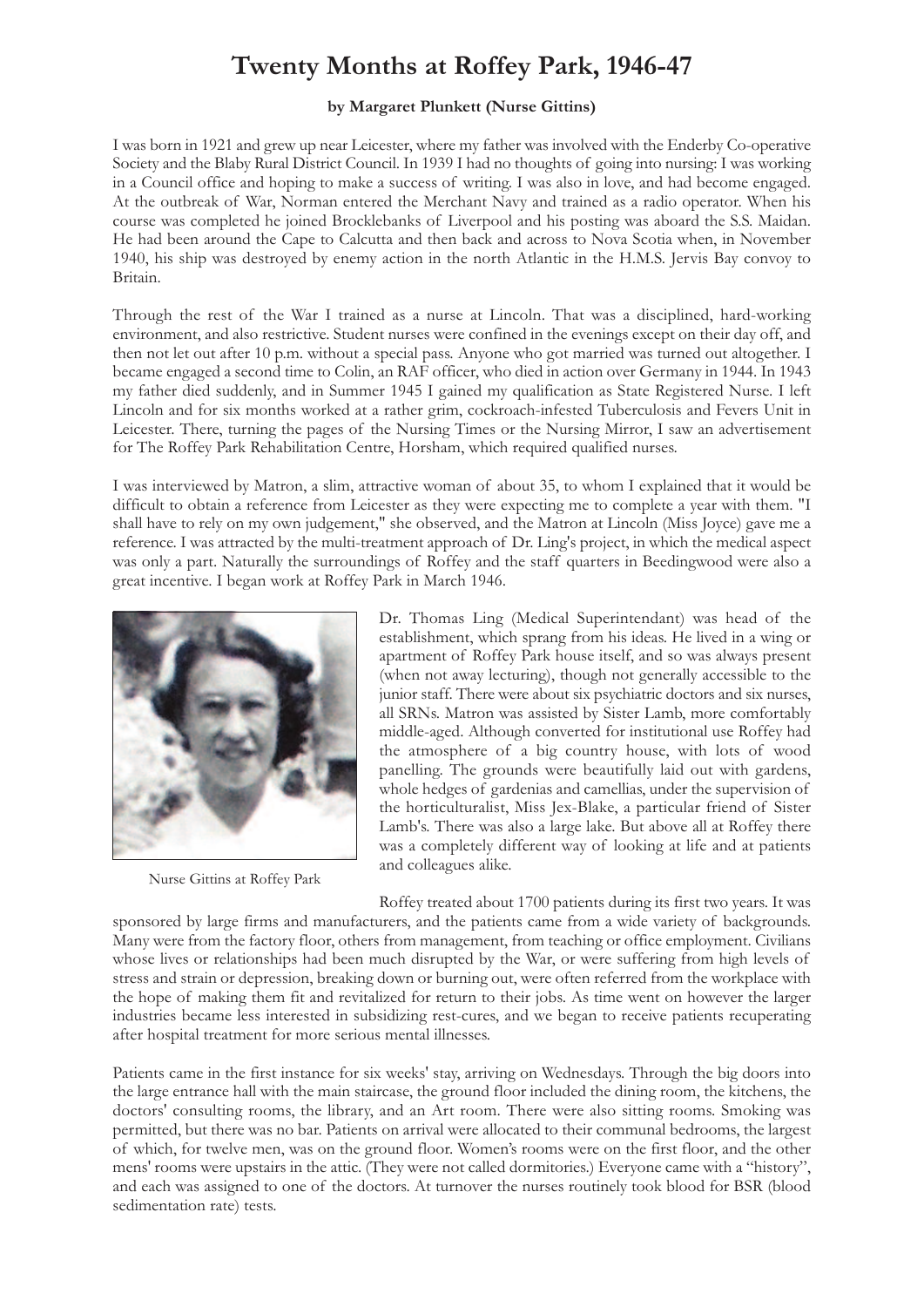# Twenty Months at Roffey Park, 1946-47

**by Margaret Plunkett (Nurse Gittins)**

I was born in 1921 and grew up near Leicester, where my father was involved with the Enderby Co-operative Society and the Blaby Rural District Council. In 1939 I had no thoughts of going into nursing: I was working in a Council office and hoping to make a success of writing. I was also in love, and had become engaged. At the outbreak of War, Norman entered the Merchant Navy and trained as a radio operator. When his course was completed he joined Brocklebanks of Liverpool and his posting was aboard the S.S. Maidan. He had been around the Cape to Calcutta and then back and across to Nova Scotia when, in November 1940, his ship was destroyed by enemy action in the north Atlantic in the H.M.S. Jervis Bay convoy to Britain.

Through the rest of the War I trained as a nurse at Lincoln. That was a disciplined, hard-working environment, and also restrictive. Student nurses were confined in the evenings except on their day off, and then not let out after 10 p.m. without a special pass. Anyone who got married was turned out altogether. I became engaged a second time to Colin, an RAF officer, who died in action over Germany in 1944. In 1943 my father died suddenly, and in Summer 1945 I gained my qualification as State Registered Nurse. I left Lincoln and for six months worked at a rather grim, cockroach-infested Tuberculosis and Fevers Unit in Leicester. There, turning the pages of the Nursing Times or the Nursing Mirror, I saw an advertisement for The Roffey Park Rehabilitation Centre, Horsham, which required qualified nurses.

I was interviewed by Matron, a slim, attractive woman of about 35, to whom I explained that it would be difficult to obtain a reference from Leicester as they were expecting me to complete a year with them. "I shall have to rely on my own judgement," she observed, and the Matron at Lincoln (Miss Joyce) gave me a reference. I was attracted by the multi-treatment approach of Dr. Ling's project, in which the medical aspect was only a part. Naturally the surroundings of Roffey and the staff quarters in Beedingwood were also a great incentive. I began work at Roffey Park in March 1946.

Nurse Gittins at Roffey Park

Dr. Thomas Ling (Medical Superintendant) was head of the establishment, which sprang from his ideas. He lived in a wing or apartment of Roffey Park house itself, and so was always present (when not away lecturing), though not generally accessible to the junior staff. There were about six psychiatric doctors and six nurses, all SRNs. Matron was assisted by Sister Lamb, more comfortably middle-aged. Although converted for institutional use Roffey had the atmosphere of a big country house, with lots of wood panelling. The grounds were beautifully laid out with gardens, whole hedges of gardenias and camellias, under the supervision of the horticulturalist, Miss Jex-Blake, a particular friend of Sister Lamb's. There was also a large lake. But above all at Roffey there was a completely different way of looking at life and at patients and colleagues alike.

Roffey treated about 1700 patients during its first two years. It was sponsored by large firms and manufacturers, and the patients came from a wide variety of backgrounds. Many were from the factory floor, others from management, from teaching or office employment. Civilians whose lives or relationships had been much disrupted by the War, or were suffering from high levels of stress and strain or depression, breaking down or burning out, were often referred from the workplace with the hope of making them fit and revitalized for return to their jobs. As time went on however the larger industries became less interested in subsidizing rest-cures, and we began to receive patients recuperating after hospital treatment for more serious mental illnesses.

Patients came in the first instance for six weeks' stay, arriving on Wednesdays. Through the big doors into the large entrance hall with the main staircase, the ground floor included the dining room, the kitchens, the doctors' consulting rooms, the library, and an Art room. There were also sitting rooms. Smoking was permitted, but there was no bar. Patients on arrival were allocated to their communal bedrooms, the largest of which, for twelve men, was on the ground floor. Women's rooms were on the first floor, and the other mens' rooms were upstairs in the attic. (They were not called dormitories.) Everyone came with a "history", and each was assigned to one of the doctors. At turnover the nurses routinely took blood for BSR (blood sedimentation rate) tests.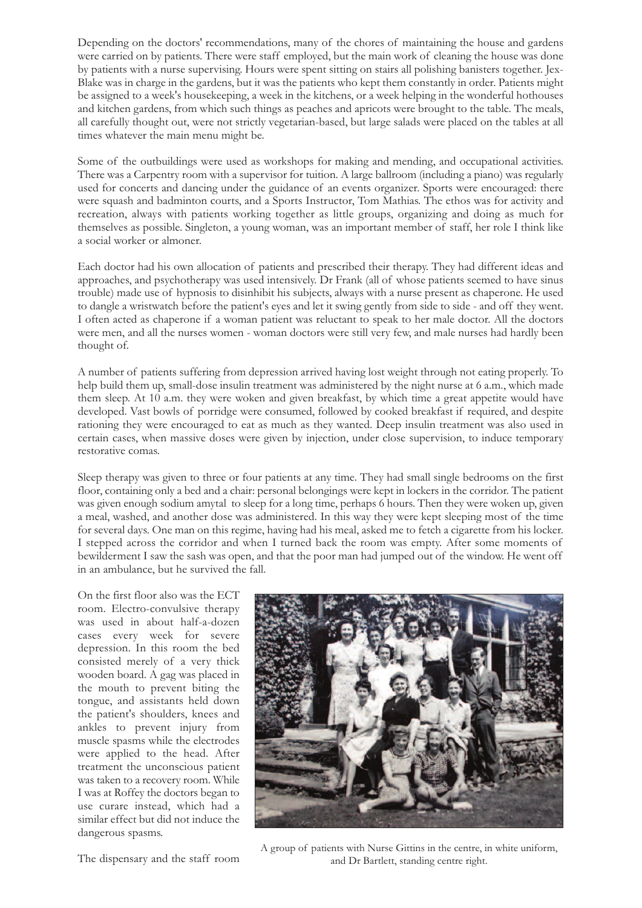Depending on the doctors' recommendations, many of the chores of maintaining the house and gardens were carried on by patients. There were staff employed, but the main work of cleaning the house was done by patients with a nurse supervising. Hours were spent sitting on stairs all polishing banisters together. Jex-Blake was in charge in the gardens, but it was the patients who kept them constantly in order. Patients might be assigned to a week's housekeeping, a week in the kitchens, or a week helping in the wonderful hothouses and kitchen gardens, from which such things as peaches and apricots were brought to the table. The meals, all carefully thought out, were not strictly vegetarian-based, but large salads were placed on the tables at all times whatever the main menu might be.

Some of the outbuildings were used as workshops for making and mending, and occupational activities. There was a Carpentry room with a supervisor for tuition. A large ballroom (including a piano) was regularly used for concerts and dancing under the guidance of an events organizer. Sports were encouraged: there were squash and badminton courts, and a Sports Instructor, Tom Mathias. The ethos was for activity and recreation, always with patients working together as little groups, organizing and doing as much for themselves as possible. Singleton, a young woman, was an important member of staff, her role I think like a social worker or almoner.

Each doctor had his own allocation of patients and prescribed their therapy. They had different ideas and approaches, and psychotherapy was used intensively. Dr Frank (all of whose patients seemed to have sinus trouble) made use of hypnosis to disinhibit his subjects, always with a nurse present as chaperone. He used to dangle a wristwatch before the patient's eyes and let it swing gently from side to side - and off they went. I often acted as chaperone if a woman patient was reluctant to speak to her male doctor. All the doctors were men, and all the nurses women - woman doctors were still very few, and male nurses had hardly been thought of.

A number of patients suffering from depression arrived having lost weight through not eating properly. To help build them up, small-dose insulin treatment was administered by the night nurse at 6 a.m., which made them sleep. At 10 a.m. they were woken and given breakfast, by which time a great appetite would have developed. Vast bowls of porridge were consumed, followed by cooked breakfast if required, and despite rationing they were encouraged to eat as much as they wanted. Deep insulin treatment was also used in certain cases, when massive doses were given by injection, under close supervision, to induce temporary restorative comas.

Sleep therapy was given to three or four patients at any time. They had small single bedrooms on the first floor, containing only a bed and a chair: personal belongings were kept in lockers in the corridor. The patient was given enough sodium amytal to sleep for a long time, perhaps 6 hours. Then they were woken up, given a meal, washed, and another dose was administered. In this way they were kept sleeping most of the time for several days. One man on this regime, having had his meal, asked me to fetch a cigarette from his locker. I stepped across the corridor and when I turned back the room was empty. After some moments of bewilderment I saw the sash was open, and that the poor man had jumped out of the window. He went off in an ambulance, but he survived the fall.

On the first floor also was the ECT room. Electro-convulsive therapy was used in about half-a-dozen cases every week for severe depression. In this room the bed consisted merely of a very thick wooden board. A gag was placed in the mouth to prevent biting the tongue, and assistants held down the patient's shoulders, knees and ankles to prevent injury from muscle spasms while the electrodes were applied to the head. After treatment the unconscious patient was taken to a recovery room. While I was at Roffey the doctors began to use curare instead, which had a similar effect but did not induce the dangerous spasms.

A group of patients with Nurse Gittins in the centre, in white uniform, and Dr Bartlett, standing centre right.

The dispensary and the staff room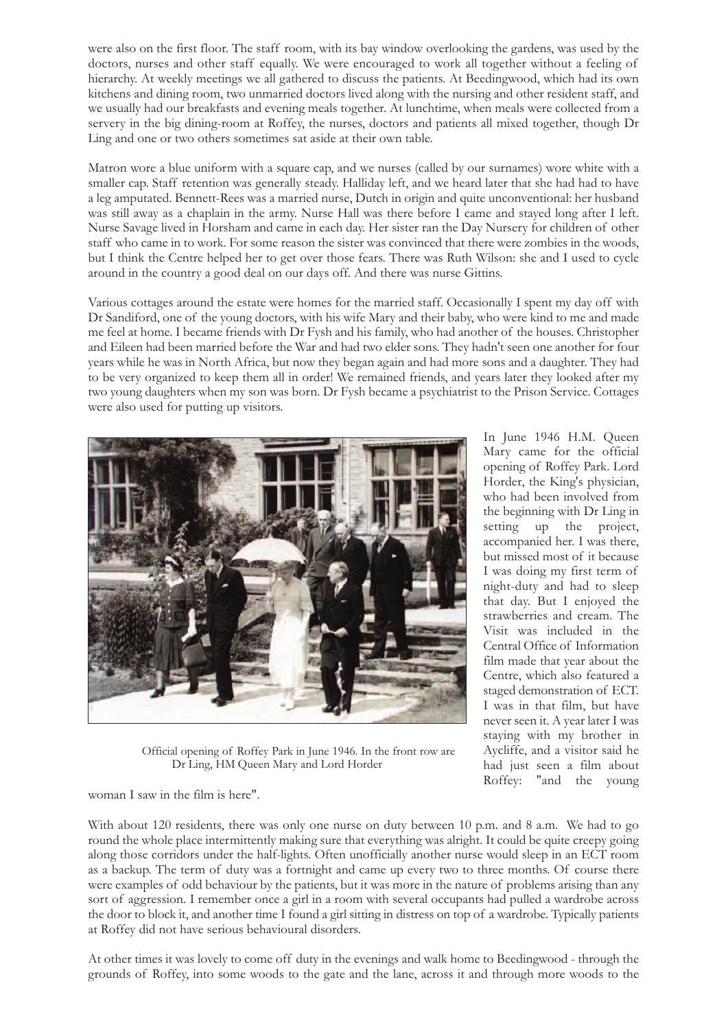were also on the first floor. The staff room, with its bay window overlooking the gardens, was used by the doctors, nurses and other staff equally. We were encouraged to work all together without a feeling of hierarchy. At weekly meetings we all gathered to discuss the patients. At Beedingwood, which had its own kitchens and dining room, two unmarried doctors lived along with the nursing and other resident staff, and we usually had our breakfasts and evening meals together. At lunchtime, when meals were collected from a servery in the big dining-room at Roffey, the nurses, doctors and patients all mixed together, though Dr Ling and one or two others sometimes sat aside at their own table.

Matron wore a blue uniform with a square cap, and we nurses (called by our surnames) wore white with a smaller cap. Staff retention was generally steady. Halliday left, and we heard later that she had had to have a leg amputated. Bennett-Rees was a married nurse, Dutch in origin and quite unconventional: her husband was still away as a chaplain in the army. Nurse Hall was there before I came and stayed long after I left. Nurse Savage lived in Horsham and came in each day. Her sister ran the Day Nursery for children of other staff who came in to work. For some reason the sister was convinced that there were zombies in the woods, but I think the Centre helped her to get over those fears. There was Ruth Wilson: she and I used to cycle around in the country a good deal on our days off. And there was nurse Gittins.

Various cottages around the estate were homes for the married staff. Occasionally I spent my day off with Dr Sandiford, one of the young doctors, with his wife Mary and their baby, who were kind to me and made me feel at home. I became friends with Dr Fysh and his family, who had another of the houses. Christopher and Eileen had been married before the War and had two elder sons. They hadn't seen one another for four years while he was in North Africa, but now they began again and had more sons and a daughter. They had to be very organized to keep them all in order! We remained friends, and years later they looked after my two young daughters when my son was born. Dr Fysh became a psychiatrist to the Prison Service. Cottages were also used for putting up visitors.

Official opening of Roffey Park in June 1946. In the front row are Dr Ling, HM Queen Mary and Lord Horder

In June 1946 H.M. Queen Mary came for the official opening of Roffey Park. Lord Horder, the King's physician, who had been involved from the beginning with Dr Ling in setting up the project, accompanied her. I was there, but missed most of it because I was doing my first term of night-duty and had to sleep that day. But I enjoyed the strawberries and cream. The Visit was included in the Central Office of Information film made that year about the Centre, which also featured a staged demonstration of ECT. I was in that film, but have never seen it. A year later I was staying with my brother in Aycliffe, and a visitor said he had just seen a film about Roffey: "and the young woman I saw in the film is here".

With about 120 residents, there was only one nurse on duty between 10 p.m. and 8 a.m. We had to go round the whole place intermittently making sure that everything was alright. It could be quite creepy going along those corridors under the half-lights. Often unofficially another nurse would sleep in an ECT room as a backup. The term of duty was a fortnight and came up every two to three months. Of course there were examples of odd behaviour by the patients, but it was more in the nature of problems arising than any sort of aggression. I remember once a girl in a room with several occupants had pulled a wardrobe across the door to block it, and another time I found a girl sitting in distress on top of a wardrobe. Typically patients at Roffey did not have serious behavioural disorders.

At other times it was lovely to come off duty in the evenings and walk home to Beedingwood - through the grounds of Roffey, into some woods to the gate and the lane, across it and through more woods to the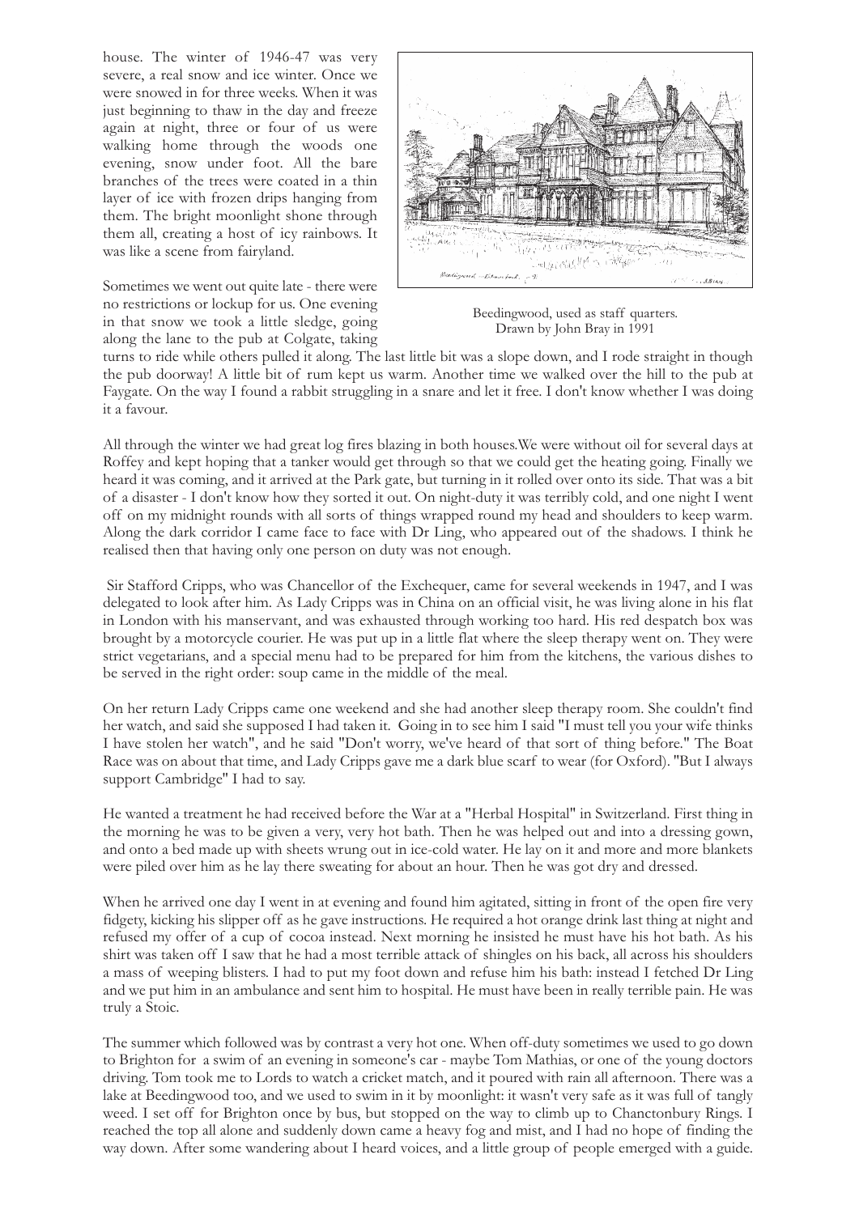house. The winter of 1946-47 was very severe, a real snow and ice winter. Once we were snowed in for three weeks. When it was just beginning to thaw in the day and freeze again at night, three or four of us were walking home through the woods one evening, snow under foot. All the bare branches of the trees were coated in a thin layer of ice with frozen drips hanging from them. The bright moonlight shone through them all, creating a host of icy rainbows. It was like a scene from fairyland.

Beedingwood, used as staff quarters. Drawn by John Bray in 1991

Sometimes we went out quite late - there were no restrictions or lockup for us. One evening in that snow we took a little sledge, going along the lane to the pub at Colgate, taking turns to ride while others pulled it along. The last little bit was a slope down, and I rode straight in though the pub doorway! A little bit of rum kept us warm. Another time we walked over the hill to the pub at Faygate. On the way I found a rabbit struggling in a snare and let it free. I don't know whether I was doing it a favour.

All through the winter we had great log fires blazing in both houses.We were without oil for several days at Roffey and kept hoping that a tanker would get through so that we could get the heating going. Finally we heard it was coming, and it arrived at the Park gate, but turning in it rolled over onto its side. That was a bit of a disaster - I don't know how they sorted it out. On night-duty it was terribly cold, and one night I went off on my midnight rounds with all sorts of things wrapped round my head and shoulders to keep warm. Along the dark corridor I came face to face with Dr Ling, who appeared out of the shadows. I think he realised then that having only one person on duty was not enough.

Sir Stafford Cripps, who was Chancellor of the Exchequer, came for several weekends in 1947, and I was delegated to look after him. As Lady Cripps was in China on an official visit, he was living alone in his flat in London with his manservant, and was exhausted through working too hard. His red despatch box was brought by a motorcycle courier. He was put up in a little flat where the sleep therapy went on. They were strict vegetarians, and a special menu had to be prepared for him from the kitchens, the various dishes to be served in the right order: soup came in the middle of the meal.

On her return Lady Cripps came one weekend and she had another sleep therapy room. She couldn't find her watch, and said she supposed I had taken it. Going in to see him I said "I must tell you your wife thinks I have stolen her watch", and he said "Don't worry, we've heard of that sort of thing before." The Boat Race was on about that time, and Lady Cripps gave me a dark blue scarf to wear (for Oxford). "But I always support Cambridge" I had to say.

He wanted a treatment he had received before the War at a "Herbal Hospital" in Switzerland. First thing in the morning he was to be given a very, very hot bath. Then he was helped out and into a dressing gown, and onto a bed made up with sheets wrung out in ice-cold water. He lay on it and more and more blankets were piled over him as he lay there sweating for about an hour. Then he was got dry and dressed.

When he arrived one day I went in at evening and found him agitated, sitting in front of the open fire very fidgety, kicking his slipper off as he gave instructions. He required a hot orange drink last thing at night and refused my offer of a cup of cocoa instead. Next morning he insisted he must have his hot bath. As his shirt was taken off I saw that he had a most terrible attack of shingles on his back, all across his shoulders a mass of weeping blisters. I had to put my foot down and refuse him his bath: instead I fetched Dr Ling and we put him in an ambulance and sent him to hospital. He must have been in really terrible pain. He was truly a Stoic.

The summer which followed was by contrast a very hot one. When off-duty sometimes we used to go down to Brighton for a swim of an evening in someone's car - maybe Tom Mathias, or one of the young doctors driving. Tom took me to Lords to watch a cricket match, and it poured with rain all afternoon. There was a lake at Beedingwood too, and we used to swim in it by moonlight: it wasn't very safe as it was full of tangly weed. I set off for Brighton once by bus, but stopped on the way to climb up to Chanctonbury Rings. I reached the top all alone and suddenly down came a heavy fog and mist, and I had no hope of finding the way down. After some wandering about I heard voices, and a little group of people emerged with a guide.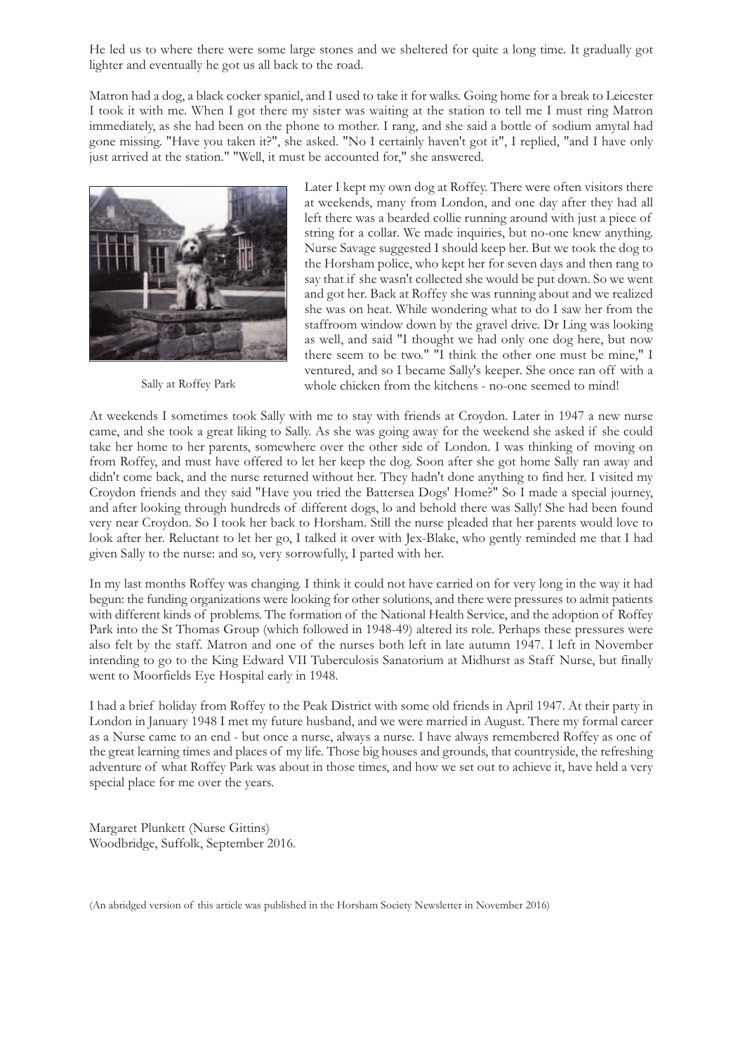He led us to where there were some large stones and we sheltered for quite a long time. It gradually got lighter and eventually he got us all back to the road.

Matron had a dog, a black cocker spaniel, and I used to take it for walks. Going home for a break to Leicester I took it with me. When I got there my sister was waiting at the station to tell me I must ring Matron immediately, as she had been on the phone to mother. I rang, and she said a bottle of sodium amytal had gone missing. "Have you taken it?", she asked. "No I certainly haven't got it", I replied, "and I have only just arrived at the station." "Well, it must be accounted for," she answered.

Sally at Roffey Park

Later I kept my own dog at Roffey. There were often visitors there at weekends, many from London, and one day after they had all left there was a bearded collie running around with just a piece of string for a collar. We made inquiries, but no-one knew anything. Nurse Savage suggested I should keep her. But we took the dog to the Horsham police, who kept her for seven days and then rang to say that if she wasn't collected she would be put down. So we went and got her. Back at Roffey she was running about and we realized she was on heat. While wondering what to do I saw her from the staffroom window down by the gravel drive. Dr Ling was looking as well, and said "I thought we had only one dog here, but now there seem to be two." "I think the other one must be mine," I ventured, and so I became Sally's keeper. She once ran off with a whole chicken from the kitchens - no-one seemed to mind!

At weekends I sometimes took Sally with me to stay with friends at Croydon. Later in 1947 a new nurse came, and she took a great liking to Sally. As she was going away for the weekend she asked if she could take her home to her parents, somewhere over the other side of London. I was thinking of moving on from Roffey, and must have offered to let her keep the dog. Soon after she got home Sally ran away and didn't come back, and the nurse returned without her. They hadn't done anything to find her. I visited my Croydon friends and they said "Have you tried the Battersea Dogs' Home?" So I made a special journey, and after looking through hundreds of different dogs, lo and behold there was Sally! She had been found very near Croydon. So I took her back to Horsham. Still the nurse pleaded that her parents would love to look after her. Reluctant to let her go, I talked it over with Jex-Blake, who gently reminded me that I had given Sally to the nurse: and so, very sorrowfully, I parted with her.

In my last months Roffey was changing. I think it could not have carried on for very long in the way it had begun: the funding organizations were looking for other solutions, and there were pressures to admit patients with different kinds of problems. The formation of the National Health Service, and the adoption of Roffey Park into the St Thomas Group (which followed in 1948-49) altered its role. Perhaps these pressures were also felt by the staff. Matron and one of the nurses both left in late autumn 1947. I left in November intending to go to the King Edward VII Tuberculosis Sanatorium at Midhurst as Staff Nurse, but finally went to Moorfields Eye Hospital early in 1948.

I had a brief holiday from Roffey to the Peak District with some old friends in April 1947. At their party in London in January 1948 I met my future husband, and we were married in August. There my formal career as a Nurse came to an end - but once a nurse, always a nurse. I have always remembered Roffey as one of the great learning times and places of my life. Those big houses and grounds, that countryside, the refreshing adventure of what Roffey Park was about in those times, and how we set out to achieve it, have held a very special place for me over the years.

Margaret Plunkett (Nurse Gittins)
Woodbridge, Suffolk, September 2016.

(An abridged version of this article was published in the Horsham Society Newsletter in November 2016)